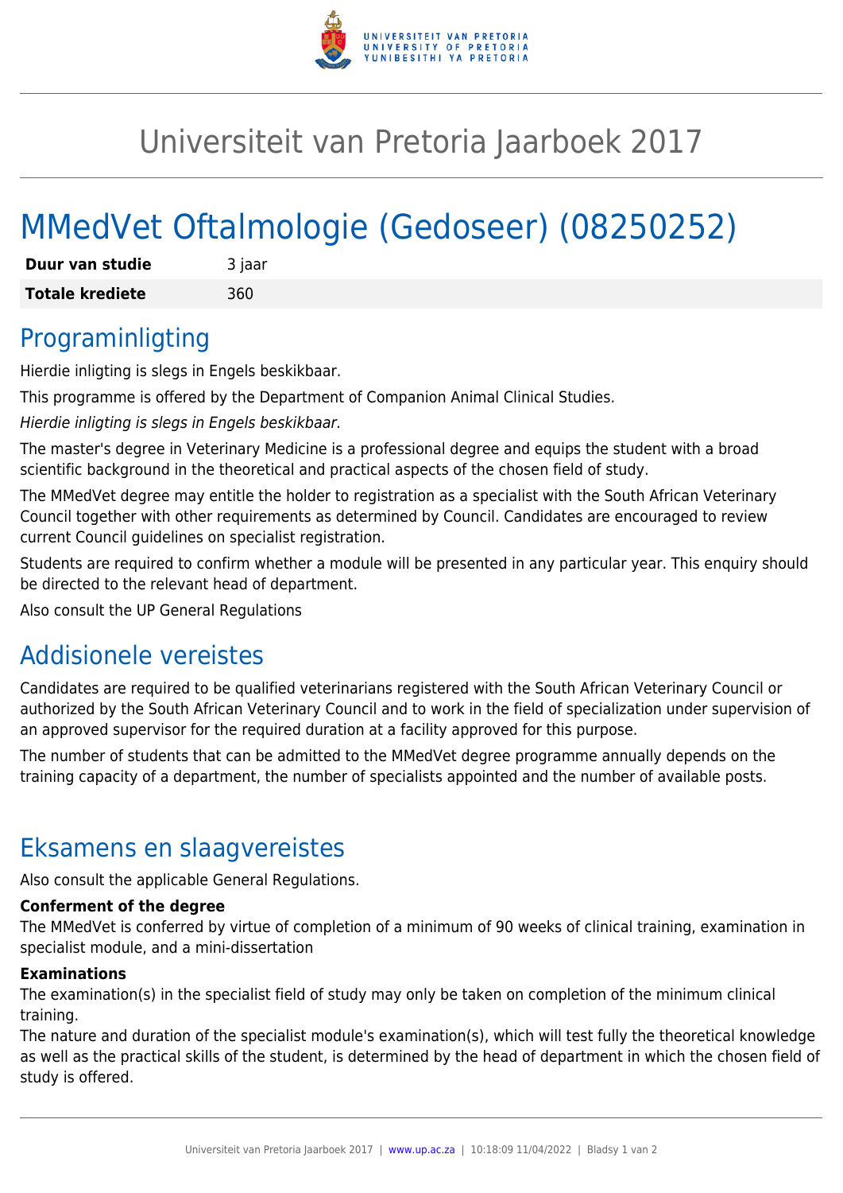# Universiteit van Pretoria Jaarboek 2017

# MMedVet Oftalmologie (Gedoseer) (08250252)

| **Duur van studie** | 3 jaar |
|---|---|
| **Totale krediete** | 360 |

## Programinligting

Hierdie inligting is slegs in Engels beskikbaar.

This programme is offered by the Department of Companion Animal Clinical Studies.

*Hierdie inligting is slegs in Engels beskikbaar.*

The master's degree in Veterinary Medicine is a professional degree and equips the student with a broad scientific background in the theoretical and practical aspects of the chosen field of study.

The MMedVet degree may entitle the holder to registration as a specialist with the South African Veterinary Council together with other requirements as determined by Council. Candidates are encouraged to review current Council guidelines on specialist registration.

Students are required to confirm whether a module will be presented in any particular year. This enquiry should be directed to the relevant head of department.

Also consult the UP General Regulations

## Addisionele vereistes

Candidates are required to be qualified veterinarians registered with the South African Veterinary Council or authorized by the South African Veterinary Council and to work in the field of specialization under supervision of an approved supervisor for the required duration at a facility approved for this purpose.

The number of students that can be admitted to the MMedVet degree programme annually depends on the training capacity of a department, the number of specialists appointed and the number of available posts.

## Eksamens en slaagvereistes

Also consult the applicable General Regulations.

**Conferment of the degree**

The MMedVet is conferred by virtue of completion of a minimum of 90 weeks of clinical training, examination in specialist module, and a mini-dissertation

**Examinations**

The examination(s) in the specialist field of study may only be taken on completion of the minimum clinical training.

The nature and duration of the specialist module's examination(s), which will test fully the theoretical knowledge as well as the practical skills of the student, is determined by the head of department in which the chosen field of study is offered.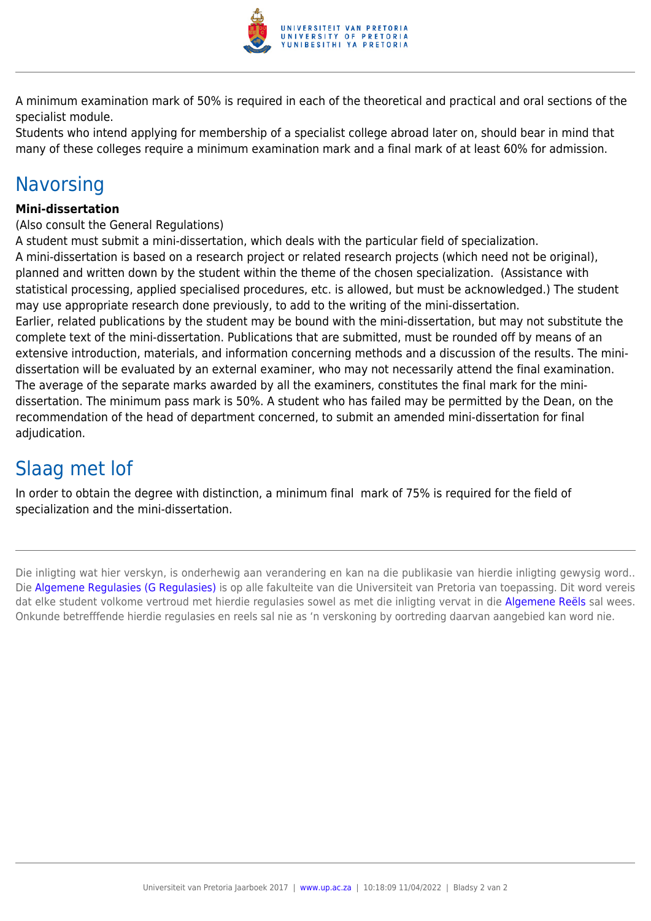A minimum examination mark of 50% is required in each of the theoretical and practical and oral sections of the specialist module.
Students who intend applying for membership of a specialist college abroad later on, should bear in mind that many of these colleges require a minimum examination mark and a final mark of at least 60% for admission.

## Navorsing

**Mini-dissertation**

(Also consult the General Regulations)
A student must submit a mini-dissertation, which deals with the particular field of specialization.
A mini-dissertation is based on a research project or related research projects (which need not be original), planned and written down by the student within the theme of the chosen specialization. (Assistance with statistical processing, applied specialised procedures, etc. is allowed, but must be acknowledged.) The student may use appropriate research done previously, to add to the writing of the mini-dissertation.
Earlier, related publications by the student may be bound with the mini-dissertation, but may not substitute the complete text of the mini-dissertation. Publications that are submitted, must be rounded off by means of an extensive introduction, materials, and information concerning methods and a discussion of the results. The mini-dissertation will be evaluated by an external examiner, who may not necessarily attend the final examination. The average of the separate marks awarded by all the examiners, constitutes the final mark for the mini-dissertation. The minimum pass mark is 50%. A student who has failed may be permitted by the Dean, on the recommendation of the head of department concerned, to submit an amended mini-dissertation for final adjudication.

## Slaag met lof

In order to obtain the degree with distinction, a minimum final mark of 75% is required for the field of specialization and the mini-dissertation.

---

Die inligting wat hier verskyn, is onderhewig aan verandering en kan na die publikasie van hierdie inligting gewysig word.. Die Algemene Regulasies (G Regulasies) is op alle fakulteite van die Universiteit van Pretoria van toepassing. Dit word vereis dat elke student volkome vertroud met hierdie regulasies sowel as met die inligting vervat in die Algemene Reëls sal wees. Onkunde betrefffende hierdie regulasies en reels sal nie as 'n verskoning by oortreding daarvan aangebied kan word nie.